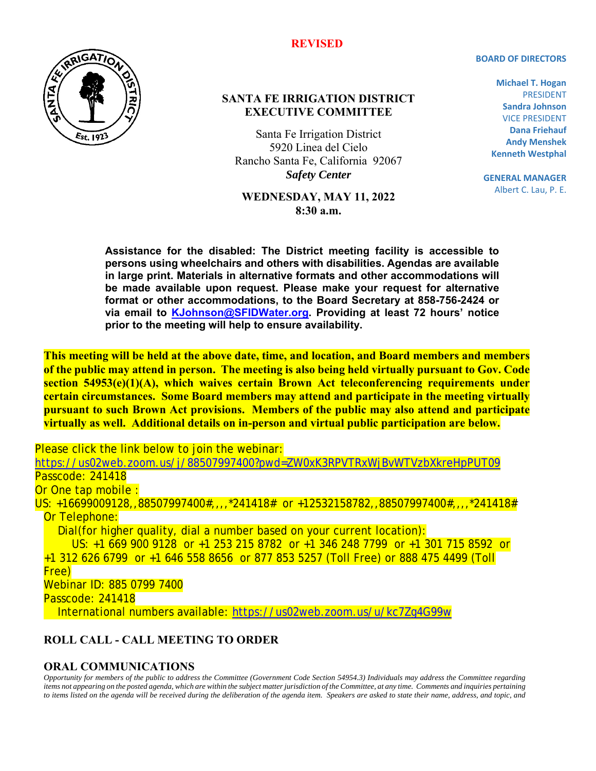**REVISED**

# SANTA FE IRRIGATION DISTRICT
# EXECUTIVE COMMITTEE

Santa Fe Irrigation District
5920 Linea del Cielo
Rancho Santa Fe, California 92067
***Safety Center***

**WEDNESDAY, MAY 11, 2022**
**8:30 a.m.**

**BOARD OF DIRECTORS**

**Michael T. Hogan**
PRESIDENT
**Sandra Johnson**
VICE PRESIDENT
**Dana Friehauf**
**Andy Menshek**
**Kenneth Westphal**

**GENERAL MANAGER**
Albert C. Lau, P. E.

**Assistance for the disabled: The District meeting facility is accessible to persons using wheelchairs and others with disabilities. Agendas are available in large print. Materials in alternative formats and other accommodations will be made available upon request. Please make your request for alternative format or other accommodations, to the Board Secretary at 858-756-2424 or via email to [KJohnson@SFIDWater.org](mailto:KJohnson@SFIDWater.org). Providing at least 72 hours' notice prior to the meeting will help to ensure availability.**

**This meeting will be held at the above date, time, and location, and Board members and members of the public may attend in person. The meeting is also being held virtually pursuant to Gov. Code section 54953(e)(1)(A), which waives certain Brown Act teleconferencing requirements under certain circumstances. Some Board members may attend and participate in the meeting virtually pursuant to such Brown Act provisions. Members of the public may also attend and participate virtually as well. Additional details on in-person and virtual public participation are below.**

Please click the link below to join the webinar:
https://us02web.zoom.us/j/88507997400?pwd=ZW0xK3RPVTRxWjBvWTVzbXkreHpPUT09
Passcode: 241418
Or One tap mobile :
US: +16699009128,,88507997400#,,,,*241418# or +12532158782,,88507997400#,,,,*241418#
Or Telephone:
Dial(for higher quality, dial a number based on your current location):
US: +1 669 900 9128 or +1 253 215 8782 or +1 346 248 7799 or +1 301 715 8592 or +1 312 626 6799 or +1 646 558 8656 or 877 853 5257 (Toll Free) or 888 475 4499 (Toll Free)
Webinar ID: 885 0799 7400
Passcode: 241418
International numbers available: https://us02web.zoom.us/u/kc7Zg4G99w

## ROLL CALL - CALL MEETING TO ORDER

## ORAL COMMUNICATIONS

*Opportunity for members of the public to address the Committee (Government Code Section 54954.3) Individuals may address the Committee regarding items not appearing on the posted agenda, which are within the subject matter jurisdiction of the Committee, at any time. Comments and inquiries pertaining to items listed on the agenda will be received during the deliberation of the agenda item. Speakers are asked to state their name, address, and topic, and*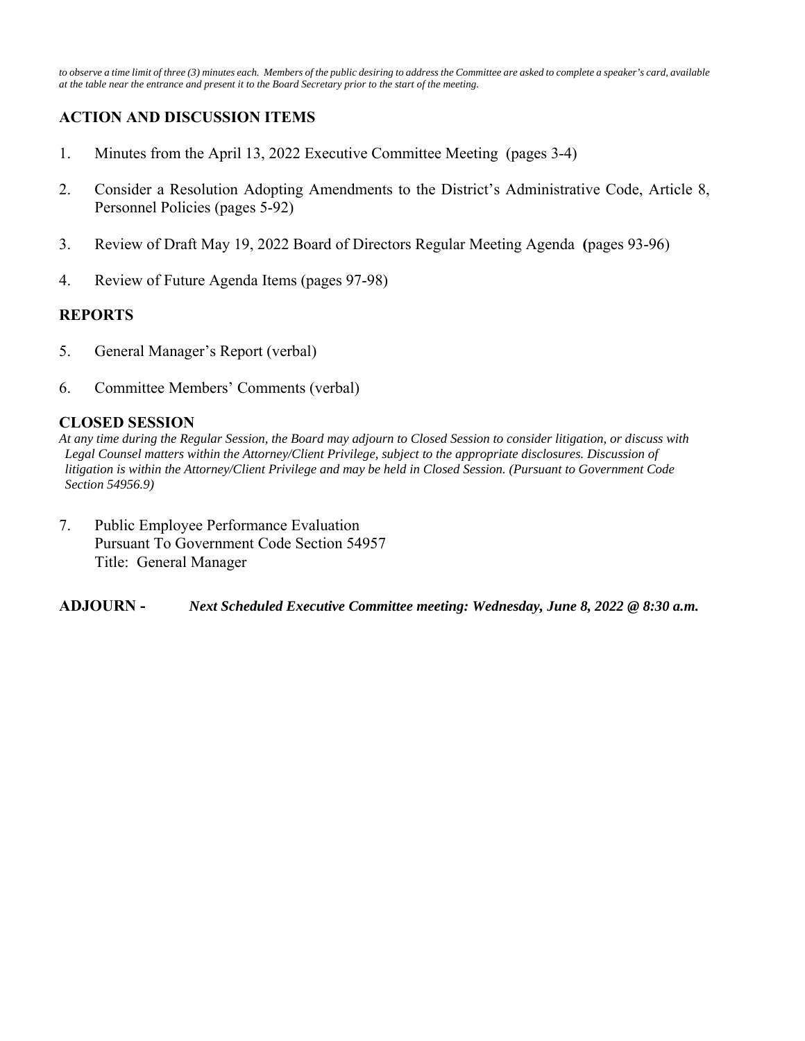*to observe a time limit of three (3) minutes each. Members of the public desiring to address the Committee are asked to complete a speaker's card, available at the table near the entrance and present it to the Board Secretary prior to the start of the meeting.*

## ACTION AND DISCUSSION ITEMS

1. Minutes from the April 13, 2022 Executive Committee Meeting (pages 3-4)

2. Consider a Resolution Adopting Amendments to the District's Administrative Code, Article 8, Personnel Policies (pages 5-92)

3. Review of Draft May 19, 2022 Board of Directors Regular Meeting Agenda (pages 93-96)

4. Review of Future Agenda Items (pages 97-98)

## REPORTS

5. General Manager's Report (verbal)

6. Committee Members' Comments (verbal)

## CLOSED SESSION

*At any time during the Regular Session, the Board may adjourn to Closed Session to consider litigation, or discuss with Legal Counsel matters within the Attorney/Client Privilege, subject to the appropriate disclosures. Discussion of litigation is within the Attorney/Client Privilege and may be held in Closed Session. (Pursuant to Government Code Section 54956.9)*

7. Public Employee Performance Evaluation
   Pursuant To Government Code Section 54957
   Title: General Manager

**ADJOURN -** ***Next Scheduled Executive Committee meeting: Wednesday, June 8, 2022 @ 8:30 a.m.***